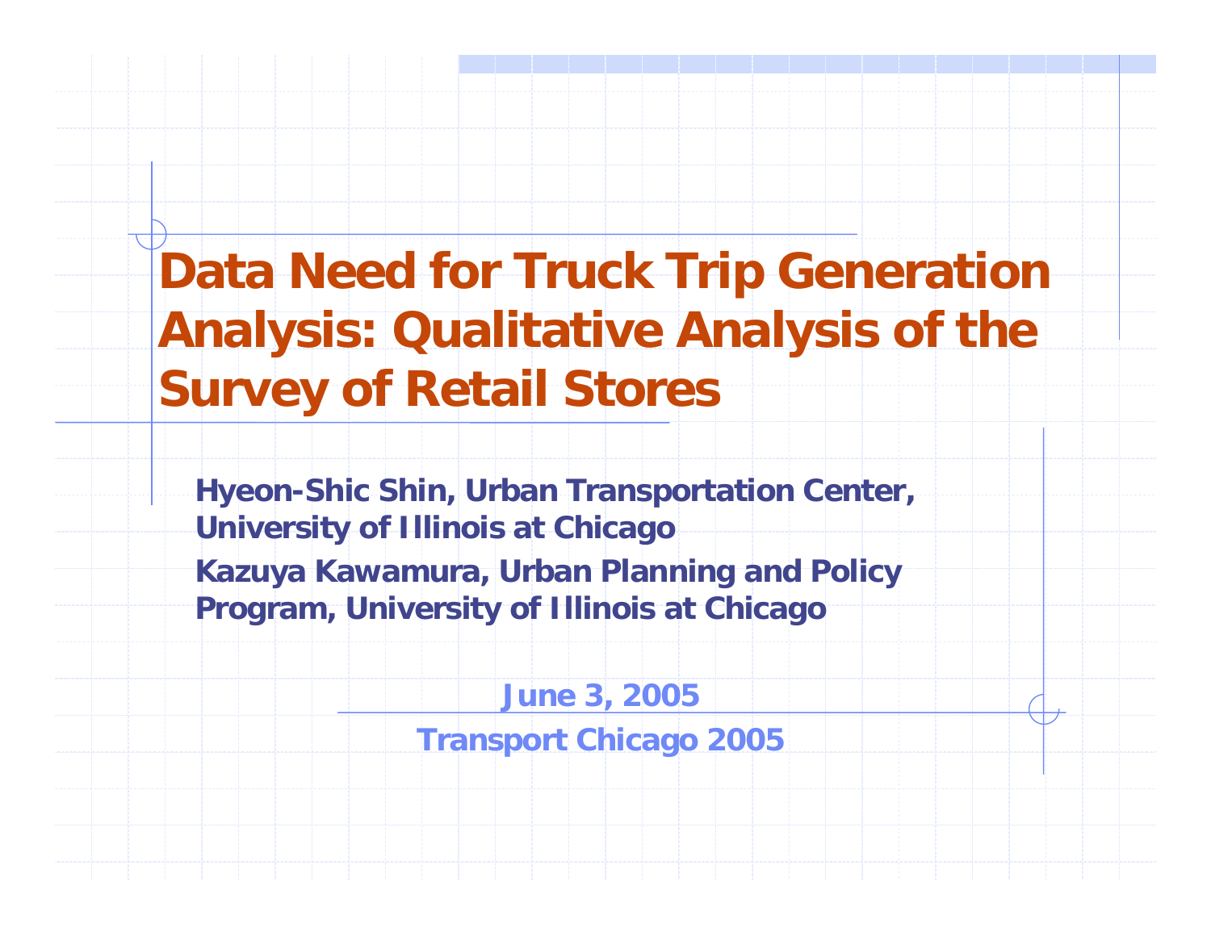# Data Need for Truck Trip Generation Analysis: Qualitative Analysis of the Survey of Retail Stores

**Hyeon-Shic Shin, Urban Transportation Center, University of Illinois at Chicago**

**Kazuya Kawamura, Urban Planning and Policy Program, University of Illinois at Chicago**

**June 3, 2005**

**Transport Chicago 2005**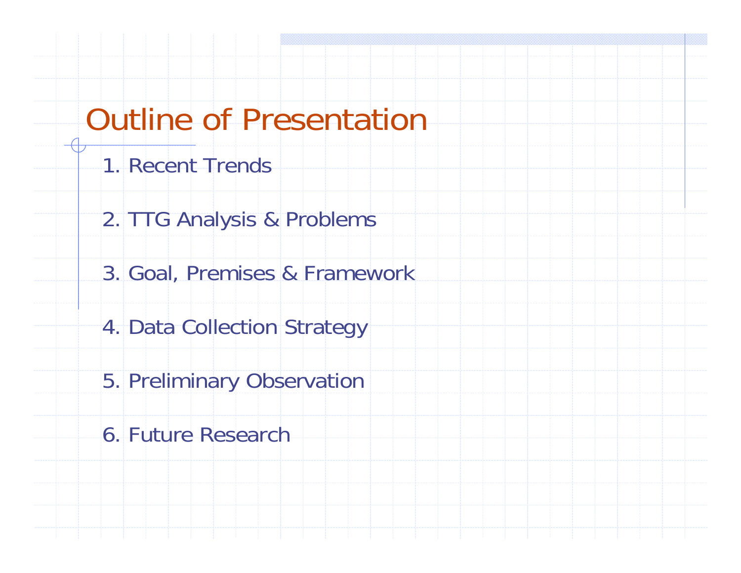# Outline of Presentation

1. Recent Trends
2. TTG Analysis & Problems
3. Goal, Premises & Framework
4. Data Collection Strategy
5. Preliminary Observation
6. Future Research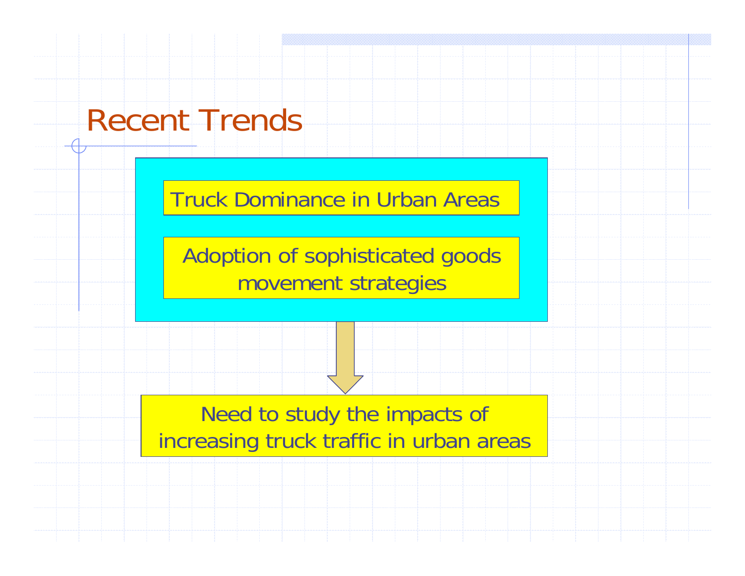# Recent Trends

Truck Dominance in Urban Areas

Adoption of sophisticated goods movement strategies

↓

Need to study the impacts of increasing truck traffic in urban areas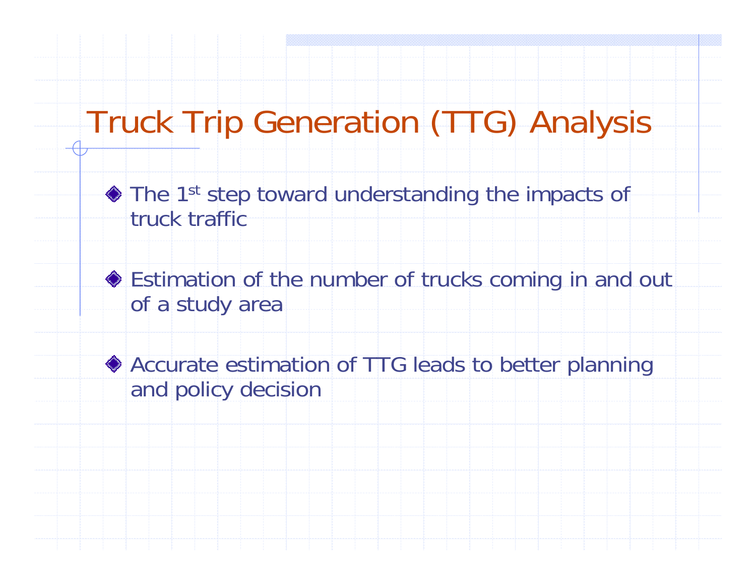# Truck Trip Generation (TTG) Analysis

- The 1st step toward understanding the impacts of truck traffic
- Estimation of the number of trucks coming in and out of a study area
- Accurate estimation of TTG leads to better planning and policy decision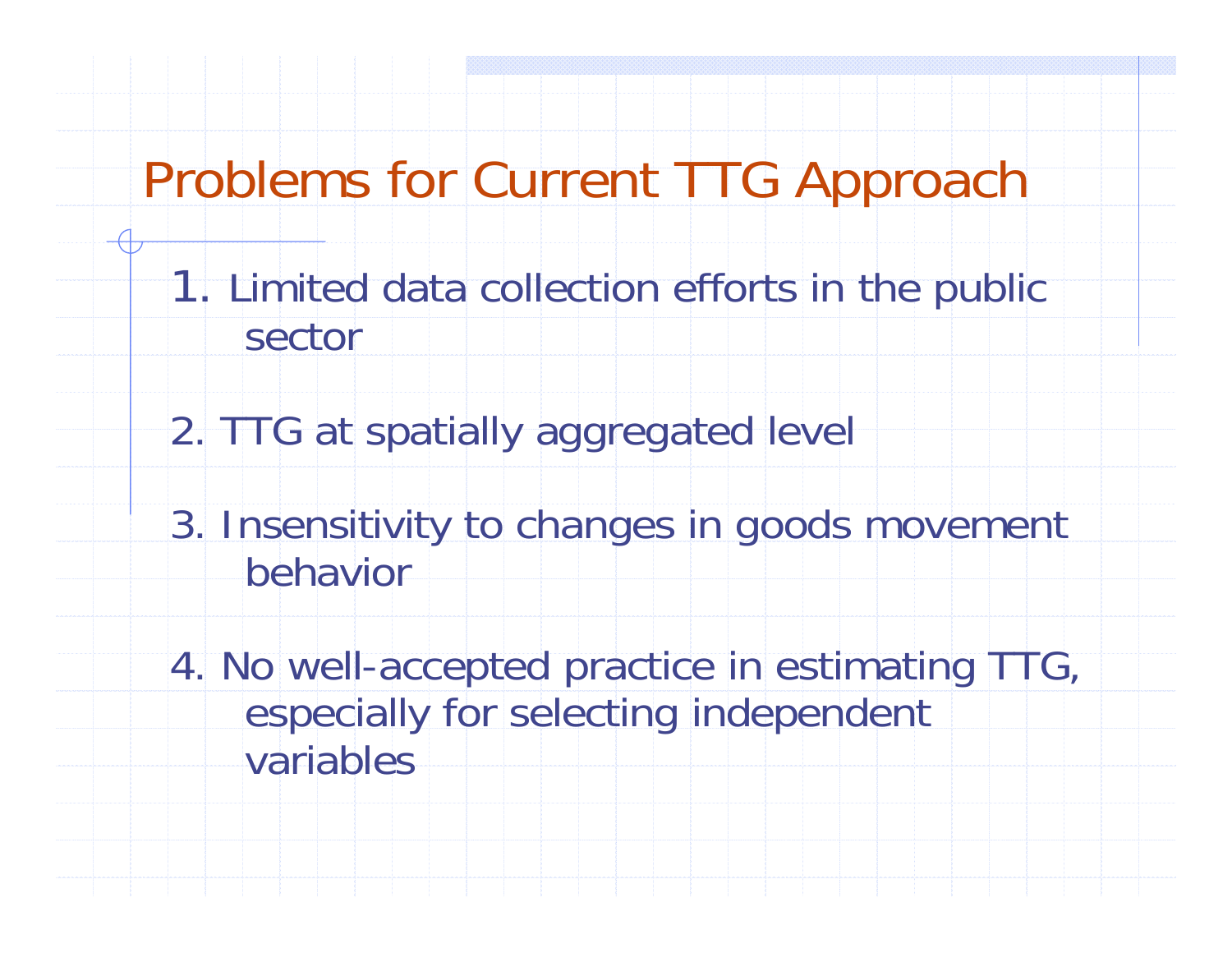# Problems for Current TTG Approach

1. Limited data collection efforts in the public sector

2. TTG at spatially aggregated level

3. Insensitivity to changes in goods movement behavior

4. No well-accepted practice in estimating TTG, especially for selecting independent variables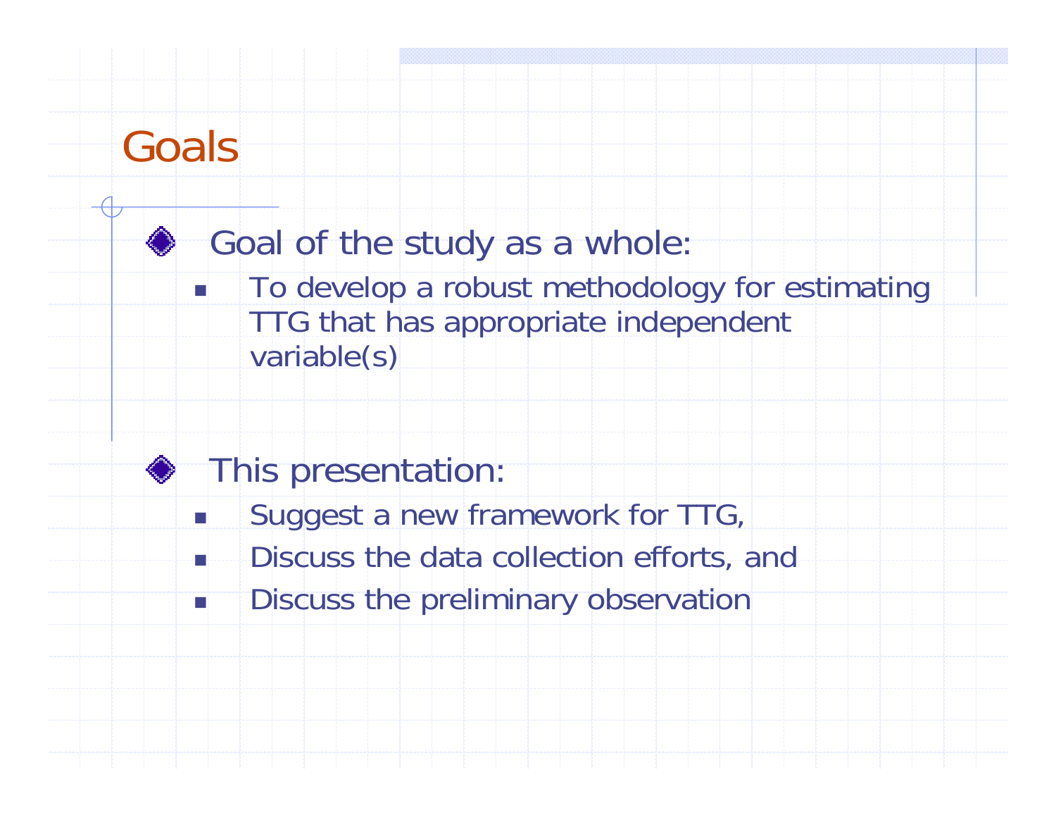# Goals

- Goal of the study as a whole:
  - To develop a robust methodology for estimating TTG that has appropriate independent variable(s)

- This presentation:
  - Suggest a new framework for TTG,
  - Discuss the data collection efforts, and
  - Discuss the preliminary observation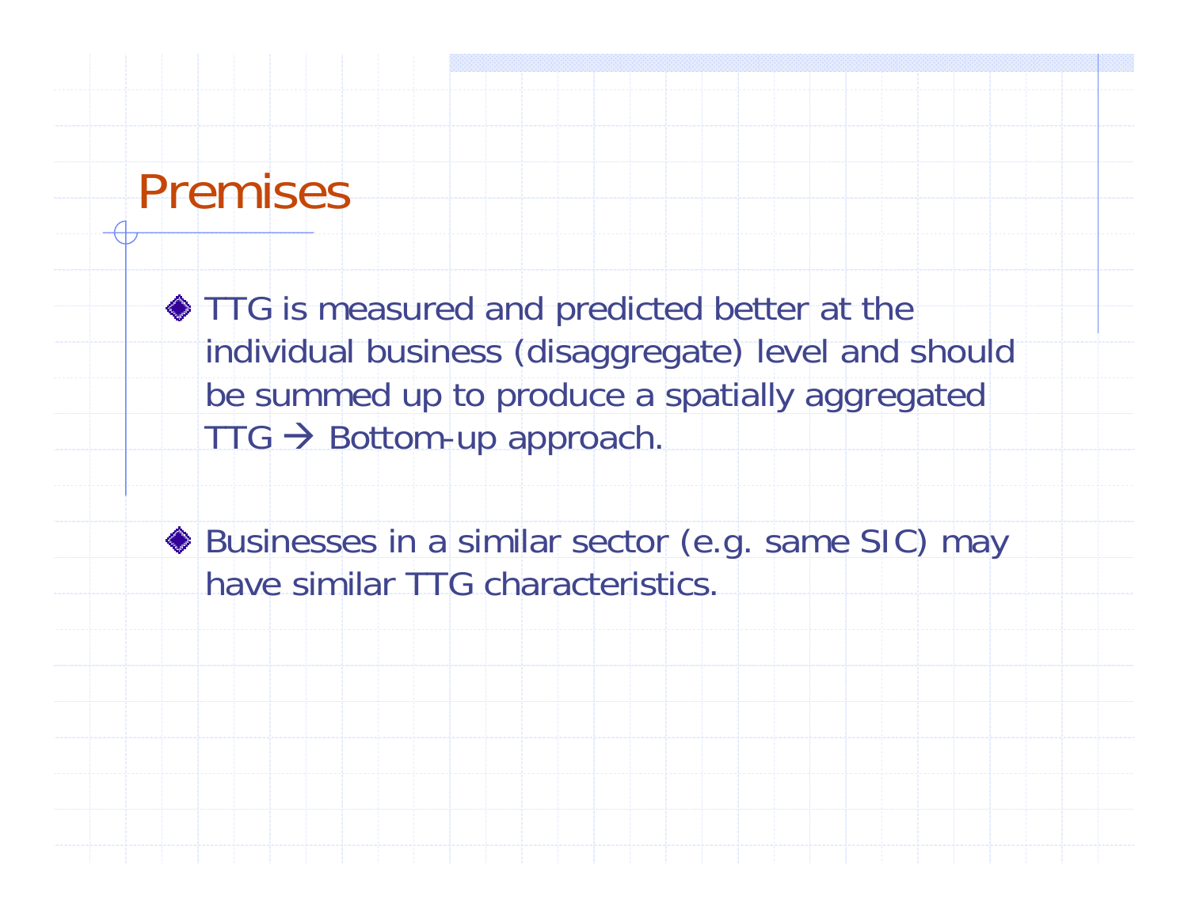# Premises

- TTG is measured and predicted better at the individual business (disaggregate) level and should be summed up to produce a spatially aggregated TTG → Bottom-up approach.

- Businesses in a similar sector (e.g. same SIC) may have similar TTG characteristics.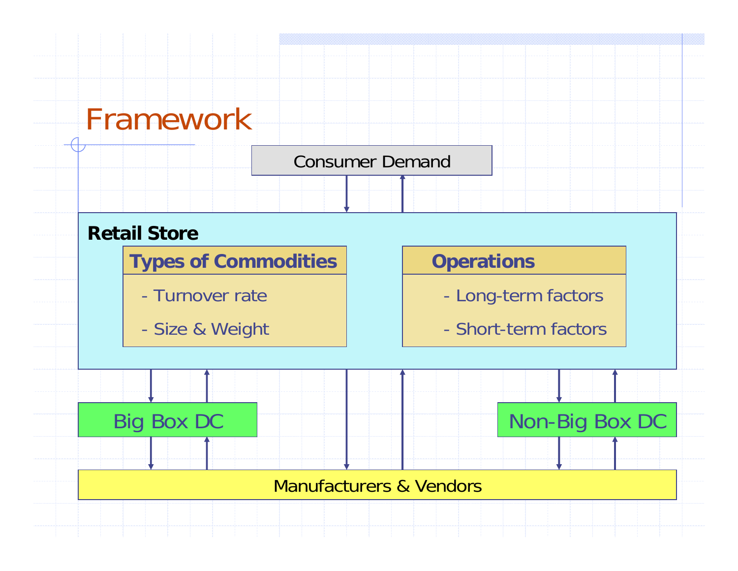# Framework

Consumer Demand

**Retail Store**

**Types of Commodities**

- Turnover rate
- Size & Weight

**Operations**

- Long-term factors
- Short-term factors

Big Box DC

Non-Big Box DC

Manufacturers & Vendors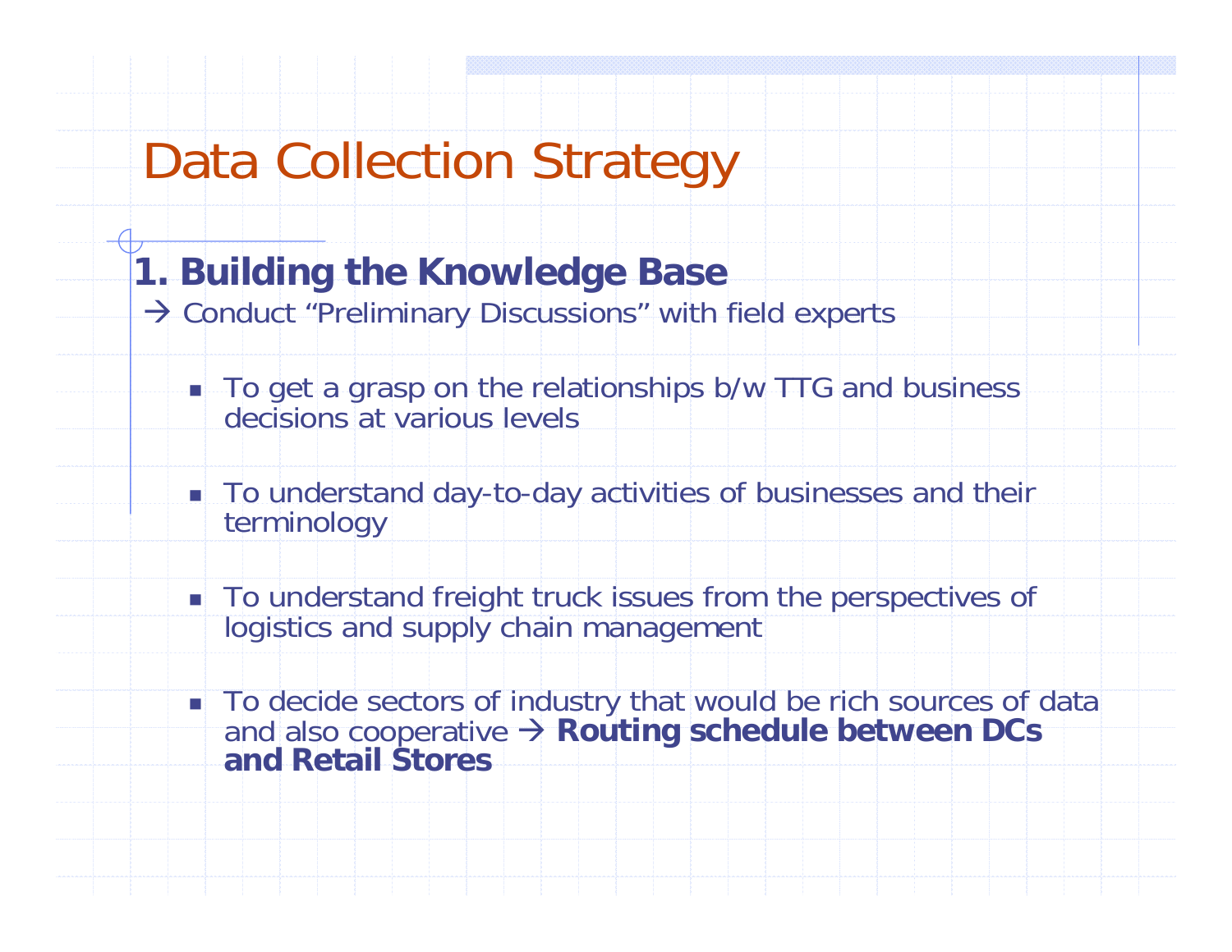# Data Collection Strategy

## 1. Building the Knowledge Base

→ Conduct “Preliminary Discussions” with field experts

- To get a grasp on the relationships b/w TTG and business decisions at various levels
- To understand day-to-day activities of businesses and their terminology
- To understand freight truck issues from the perspectives of logistics and supply chain management
- To decide sectors of industry that would be rich sources of data and also cooperative → **Routing schedule between DCs and Retail Stores**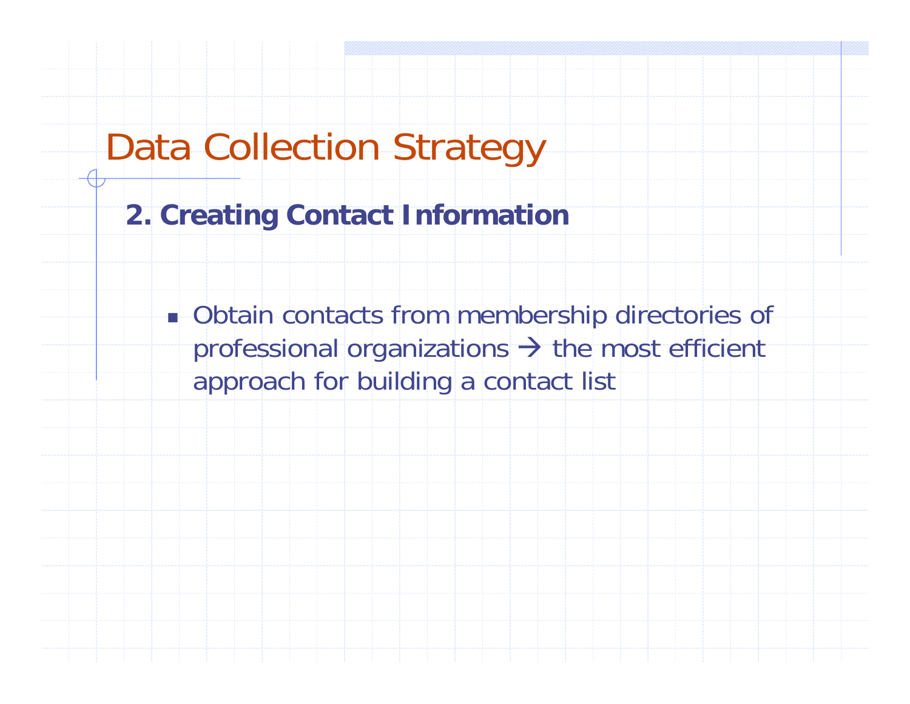# Data Collection Strategy

**2. Creating Contact Information**

- Obtain contacts from membership directories of professional organizations → the most efficient approach for building a contact list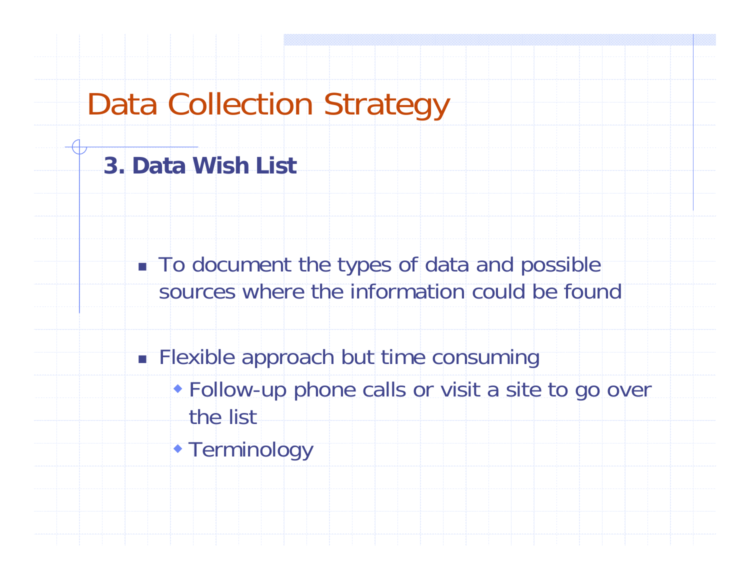# Data Collection Strategy

## 3. Data Wish List

- To document the types of data and possible sources where the information could be found

- Flexible approach but time consuming
  - Follow-up phone calls or visit a site to go over the list
  - Terminology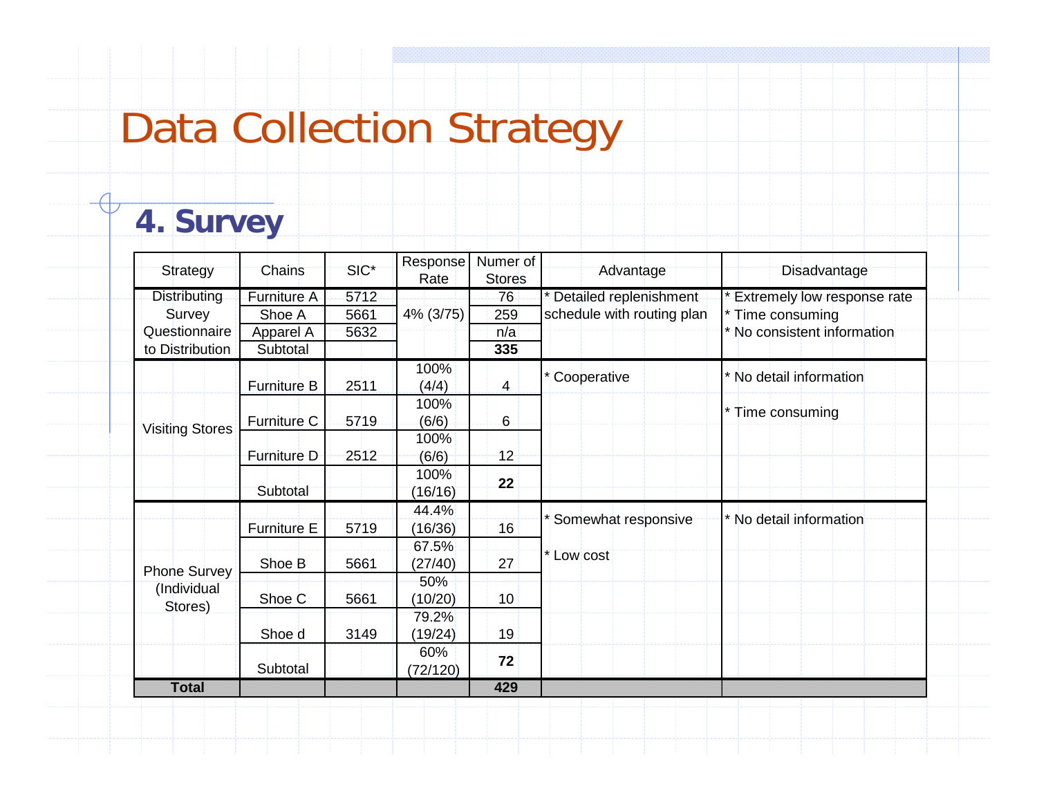# Data Collection Strategy

## 4. Survey

| Strategy | Chains | SIC* | Response Rate | Numer of Stores | Advantage | Disadvantage |
|---|---|---|---|---|---|---|
| Distributing Survey Questionnaire to Distribution | Furniture A | 5712 | 4% (3/75) | 76 | * Detailed replenishment schedule with routing plan | * Extremely low response rate<br>* Time consuming<br>* No consistent information |
| | Shoe A | 5661 | | 259 | | |
| | Apparel A | 5632 | | n/a | | |
| | Subtotal | | | **335** | | |
| Visiting Stores | Furniture B | 2511 | 100% (4/4) | 4 | * Cooperative | * No detail information<br>* Time consuming |
| | Furniture C | 5719 | 100% (6/6) | 6 | | |
| | Furniture D | 2512 | 100% (6/6) | 12 | | |
| | Subtotal | | 100% (16/16) | **22** | | |
| Phone Survey (Individual Stores) | Furniture E | 5719 | 44.4% (16/36) | 16 | * Somewhat responsive<br>* Low cost | * No detail information |
| | Shoe B | 5661 | 67.5% (27/40) | 27 | | |
| | Shoe C | 5661 | 50% (10/20) | 10 | | |
| | Shoe d | 3149 | 79.2% (19/24) | 19 | | |
| | Subtotal | | 60% (72/120) | **72** | | |
| **Total** | | | | **429** | | |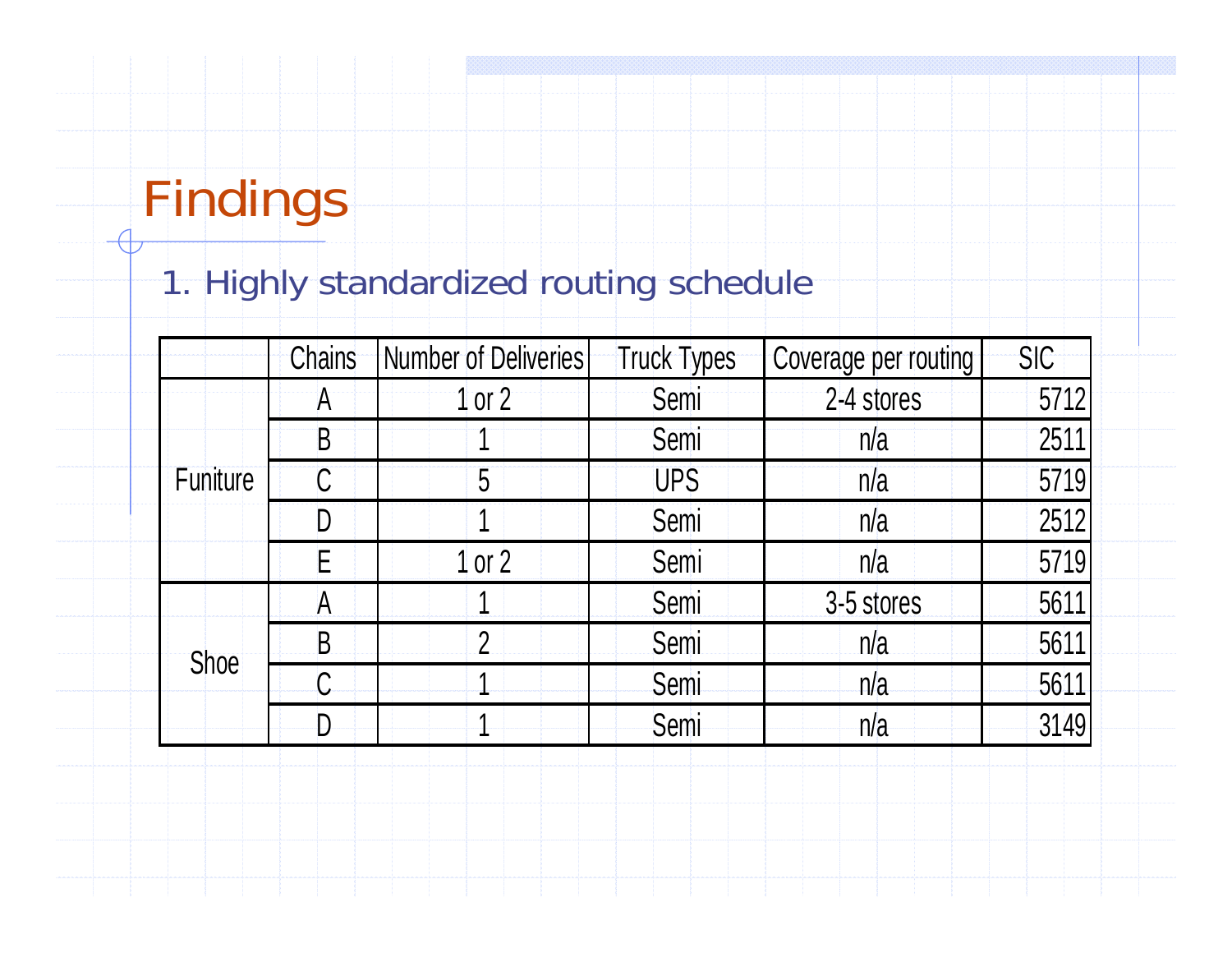# Findings

1. Highly standardized routing schedule

| | Chains | Number of Deliveries | Truck Types | Coverage per routing | SIC |
|---|---|---|---|---|---|
| Funiture | A | 1 or 2 | Semi | 2-4 stores | 5712 |
| | B | 1 | Semi | n/a | 2511 |
| | C | 5 | UPS | n/a | 5719 |
| | D | 1 | Semi | n/a | 2512 |
| | E | 1 or 2 | Semi | n/a | 5719 |
| Shoe | A | 1 | Semi | 3-5 stores | 5611 |
| | B | 2 | Semi | n/a | 5611 |
| | C | 1 | Semi | n/a | 5611 |
| | D | 1 | Semi | n/a | 3149 |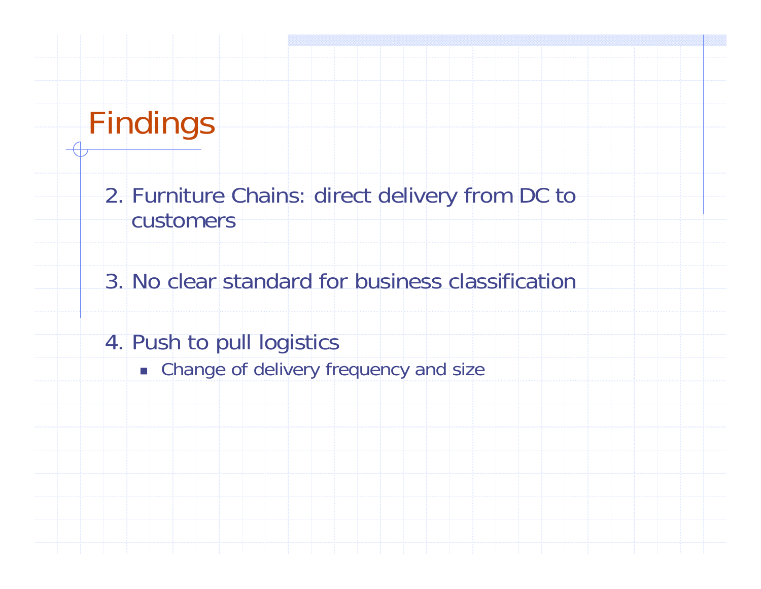# Findings

2. Furniture Chains: direct delivery from DC to customers

3. No clear standard for business classification

4. Push to pull logistics
   - Change of delivery frequency and size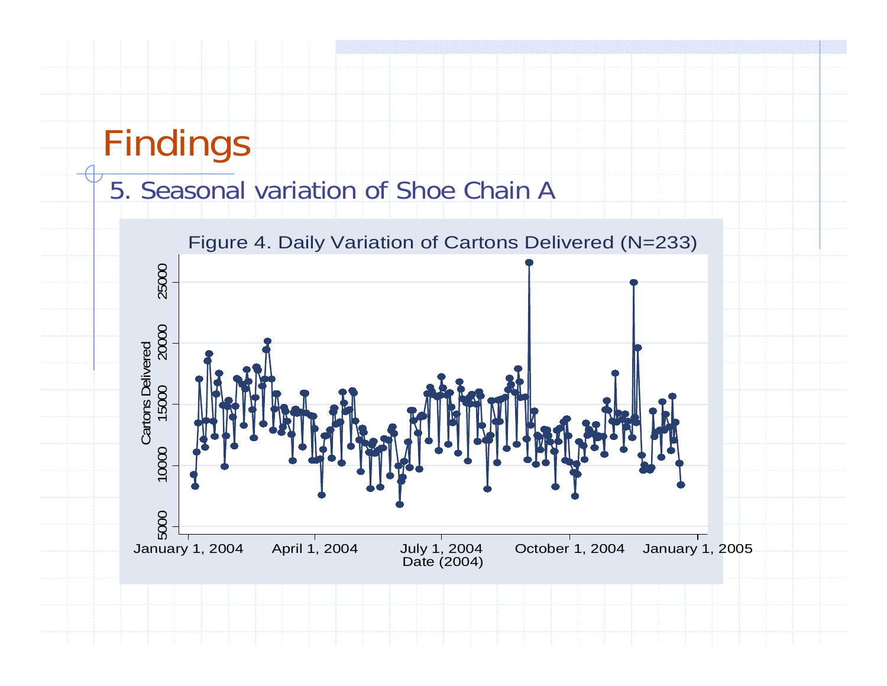# Findings

## 5. Seasonal variation of Shoe Chain A

Figure 4. Daily Variation of Cartons Delivered (N=233)

Cartons Delivered

25000
20000
15000
10000
5000

January 1, 2004 | April 1, 2004 | July 1, 2004 | October 1, 2004 | January 1, 2005

Date (2004)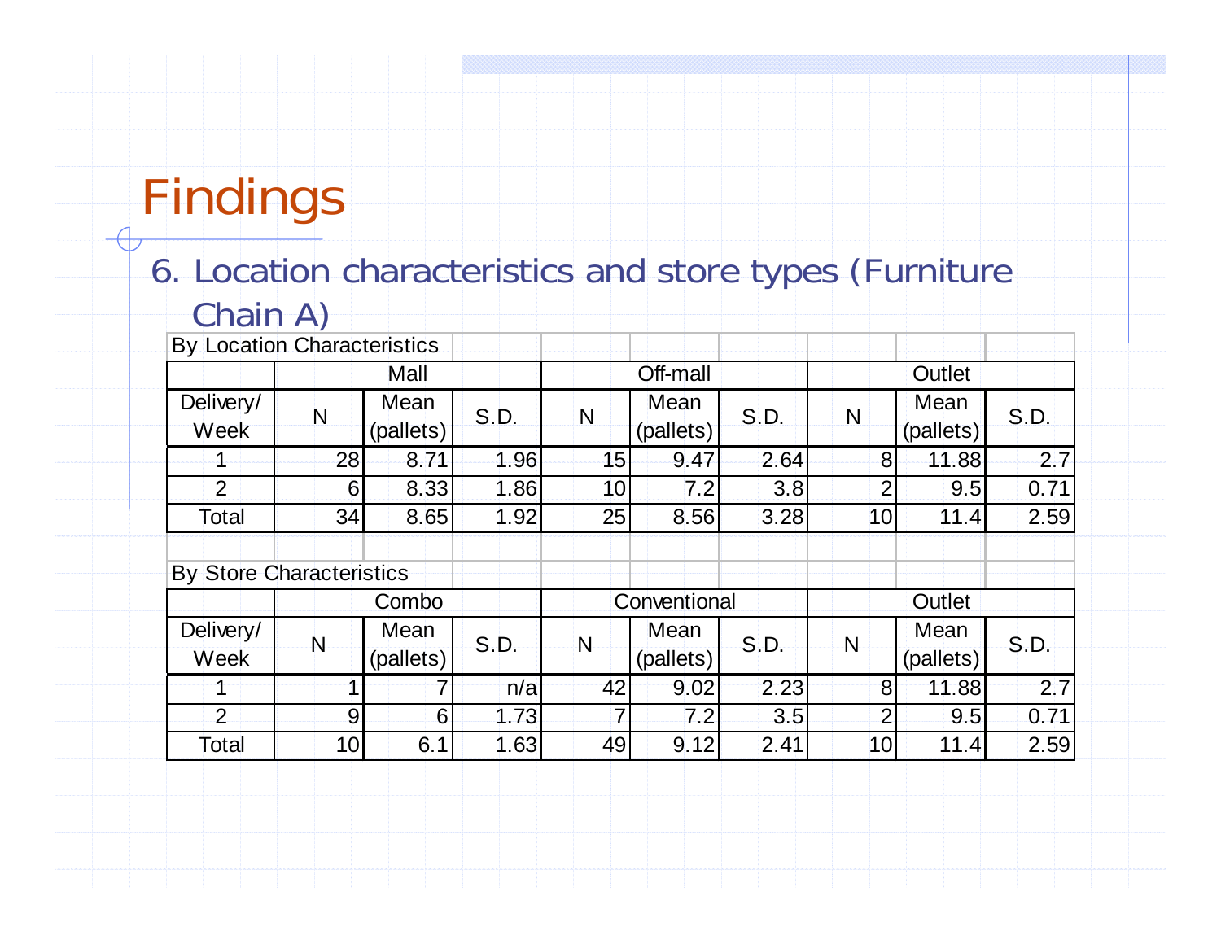# Findings

6. Location characteristics and store types (Furniture Chain A)

By Location Characteristics

| | Mall | | | Off-mall | | | Outlet | | |
|---|---|---|---|---|---|---|---|---|---|
| Delivery/ Week | N | Mean (pallets) | S.D. | N | Mean (pallets) | S.D. | N | Mean (pallets) | S.D. |
| 1 | 28 | 8.71 | 1.96 | 15 | 9.47 | 2.64 | 8 | 11.88 | 2.7 |
| 2 | 6 | 8.33 | 1.86 | 10 | 7.2 | 3.8 | 2 | 9.5 | 0.71 |
| Total | 34 | 8.65 | 1.92 | 25 | 8.56 | 3.28 | 10 | 11.4 | 2.59 |

By Store Characteristics

| | Combo | | | Conventional | | | Outlet | | |
|---|---|---|---|---|---|---|---|---|---|
| Delivery/ Week | N | Mean (pallets) | S.D. | N | Mean (pallets) | S.D. | N | Mean (pallets) | S.D. |
| 1 | 1 | 7 | n/a | 42 | 9.02 | 2.23 | 8 | 11.88 | 2.7 |
| 2 | 9 | 6 | 1.73 | 7 | 7.2 | 3.5 | 2 | 9.5 | 0.71 |
| Total | 10 | 6.1 | 1.63 | 49 | 9.12 | 2.41 | 10 | 11.4 | 2.59 |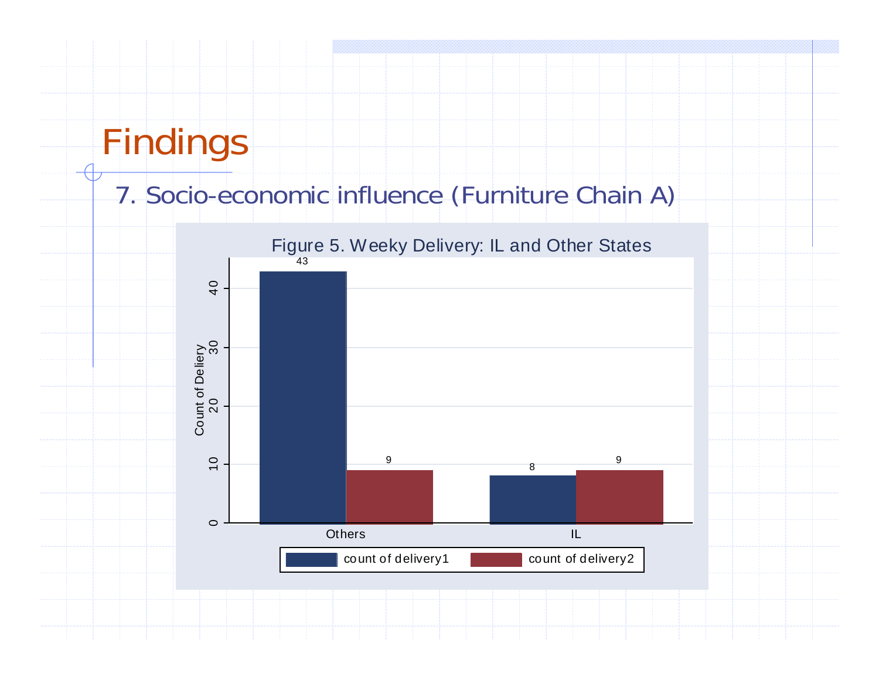# Findings

## 7. Socio-economic influence (Furniture Chain A)

Figure 5. Weeky Delivery: IL and Other States

| | count of delivery1 | count of delivery2 |
|---|---|---|
| Others | 43 | 9 |
| IL | 8 | 9 |

Count of Deliery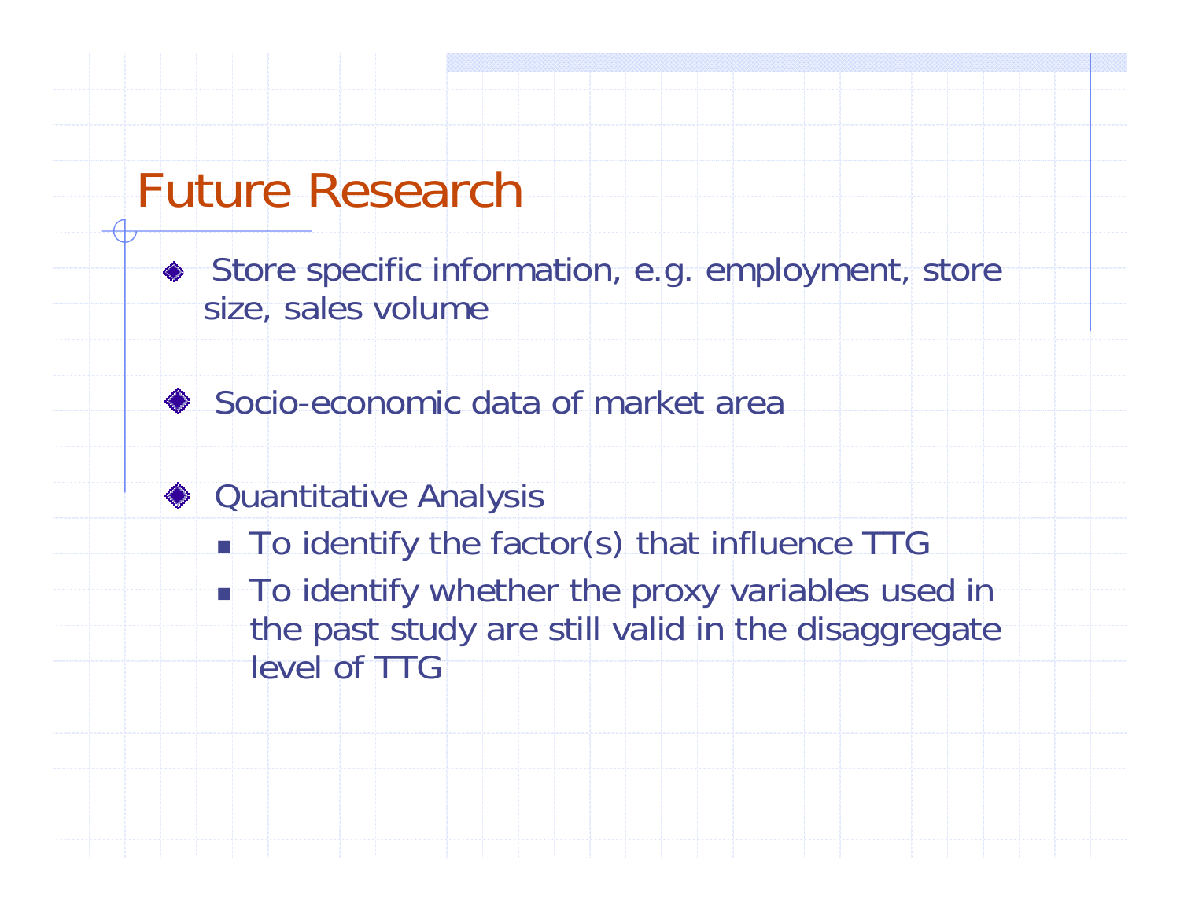# Future Research

- Store specific information, e.g. employment, store size, sales volume
- Socio-economic data of market area
- Quantitative Analysis
  - To identify the factor(s) that influence TTG
  - To identify whether the proxy variables used in the past study are still valid in the disaggregate level of TTG